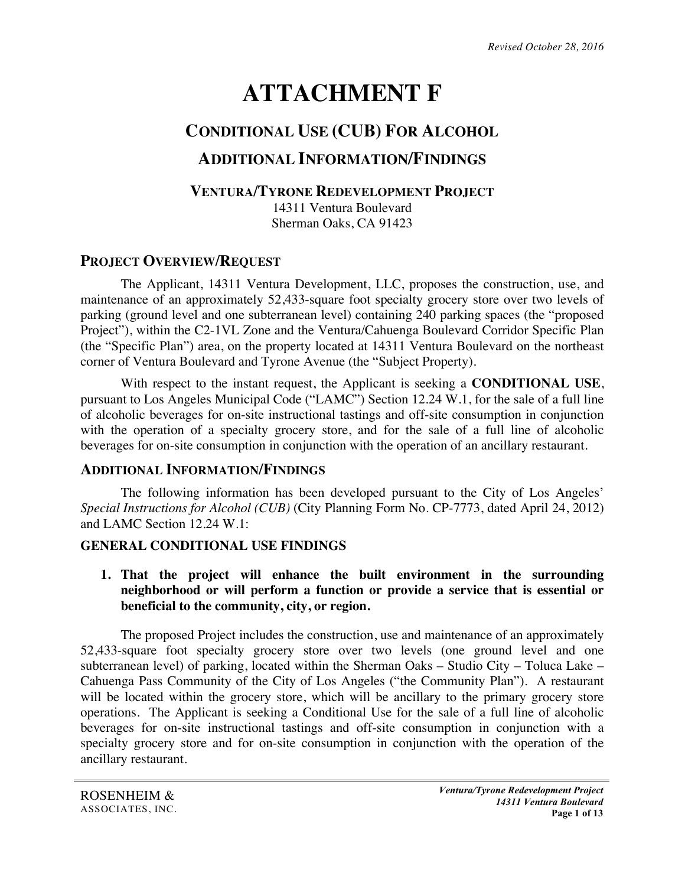*Revised October 28, 2016*

# ATTACHMENT F

## CONDITIONAL USE (CUB) FOR ALCOHOL ADDITIONAL INFORMATION/FINDINGS

### VENTURA/TYRONE REDEVELOPMENT PROJECT

14311 Ventura Boulevard
Sherman Oaks, CA 91423

## PROJECT OVERVIEW/REQUEST

The Applicant, 14311 Ventura Development, LLC, proposes the construction, use, and maintenance of an approximately 52,433-square foot specialty grocery store over two levels of parking (ground level and one subterranean level) containing 240 parking spaces (the "proposed Project"), within the C2-1VL Zone and the Ventura/Cahuenga Boulevard Corridor Specific Plan (the "Specific Plan") area, on the property located at 14311 Ventura Boulevard on the northeast corner of Ventura Boulevard and Tyrone Avenue (the "Subject Property).

With respect to the instant request, the Applicant is seeking a **CONDITIONAL USE**, pursuant to Los Angeles Municipal Code ("LAMC") Section 12.24 W.1, for the sale of a full line of alcoholic beverages for on-site instructional tastings and off-site consumption in conjunction with the operation of a specialty grocery store, and for the sale of a full line of alcoholic beverages for on-site consumption in conjunction with the operation of an ancillary restaurant.

## ADDITIONAL INFORMATION/FINDINGS

The following information has been developed pursuant to the City of Los Angeles' *Special Instructions for Alcohol (CUB)* (City Planning Form No. CP-7773, dated April 24, 2012) and LAMC Section 12.24 W.1:

### GENERAL CONDITIONAL USE FINDINGS

1. **That the project will enhance the built environment in the surrounding neighborhood or will perform a function or provide a service that is essential or beneficial to the community, city, or region.**

The proposed Project includes the construction, use and maintenance of an approximately 52,433-square foot specialty grocery store over two levels (one ground level and one subterranean level) of parking, located within the Sherman Oaks – Studio City – Toluca Lake – Cahuenga Pass Community of the City of Los Angeles ("the Community Plan"). A restaurant will be located within the grocery store, which will be ancillary to the primary grocery store operations. The Applicant is seeking a Conditional Use for the sale of a full line of alcoholic beverages for on-site instructional tastings and off-site consumption in conjunction with a specialty grocery store and for on-site consumption in conjunction with the operation of the ancillary restaurant.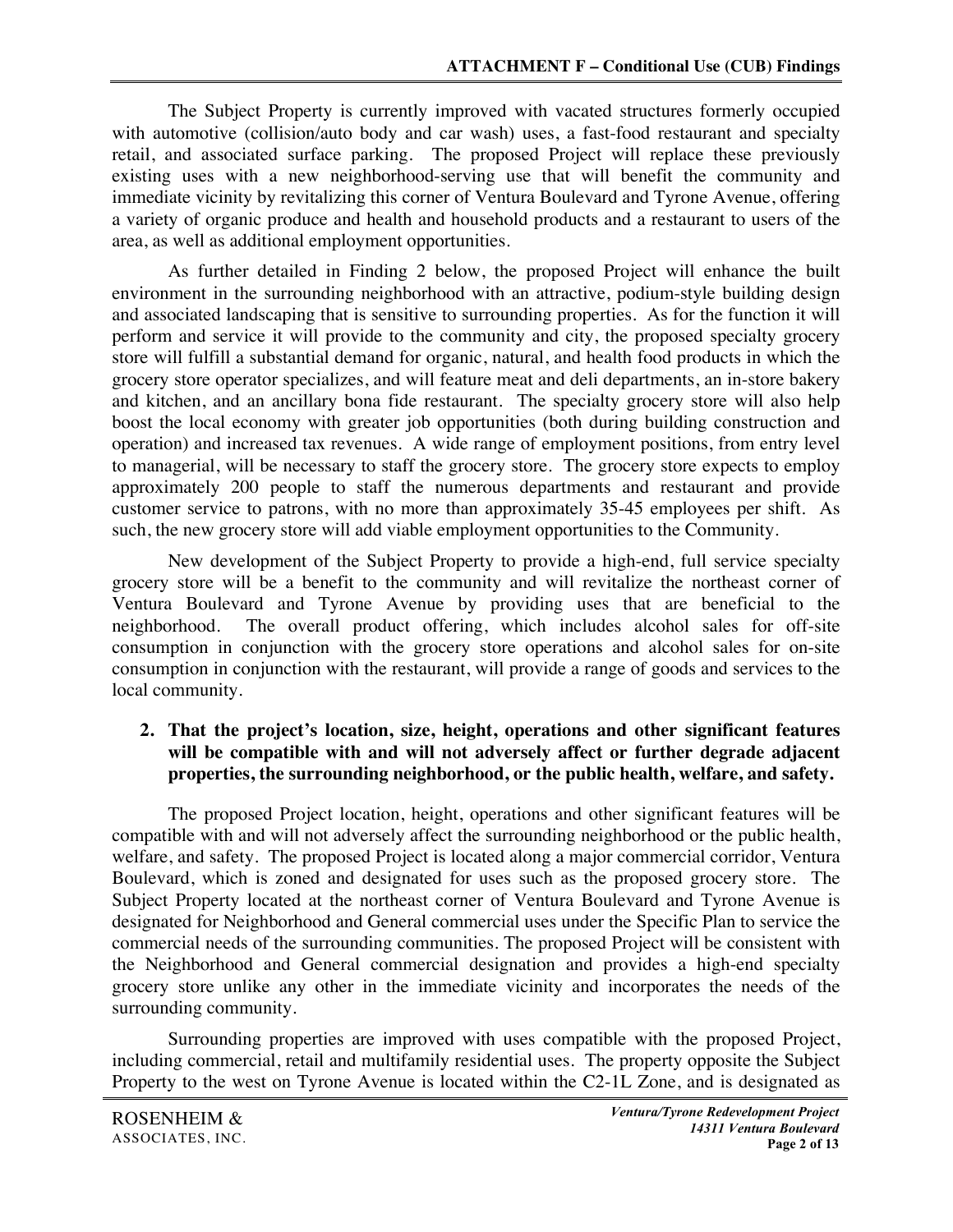The Subject Property is currently improved with vacated structures formerly occupied with automotive (collision/auto body and car wash) uses, a fast-food restaurant and specialty retail, and associated surface parking. The proposed Project will replace these previously existing uses with a new neighborhood-serving use that will benefit the community and immediate vicinity by revitalizing this corner of Ventura Boulevard and Tyrone Avenue, offering a variety of organic produce and health and household products and a restaurant to users of the area, as well as additional employment opportunities.

As further detailed in Finding 2 below, the proposed Project will enhance the built environment in the surrounding neighborhood with an attractive, podium-style building design and associated landscaping that is sensitive to surrounding properties. As for the function it will perform and service it will provide to the community and city, the proposed specialty grocery store will fulfill a substantial demand for organic, natural, and health food products in which the grocery store operator specializes, and will feature meat and deli departments, an in-store bakery and kitchen, and an ancillary bona fide restaurant. The specialty grocery store will also help boost the local economy with greater job opportunities (both during building construction and operation) and increased tax revenues. A wide range of employment positions, from entry level to managerial, will be necessary to staff the grocery store. The grocery store expects to employ approximately 200 people to staff the numerous departments and restaurant and provide customer service to patrons, with no more than approximately 35-45 employees per shift. As such, the new grocery store will add viable employment opportunities to the Community.

New development of the Subject Property to provide a high-end, full service specialty grocery store will be a benefit to the community and will revitalize the northeast corner of Ventura Boulevard and Tyrone Avenue by providing uses that are beneficial to the neighborhood. The overall product offering, which includes alcohol sales for off-site consumption in conjunction with the grocery store operations and alcohol sales for on-site consumption in conjunction with the restaurant, will provide a range of goods and services to the local community.

**2. That the project's location, size, height, operations and other significant features will be compatible with and will not adversely affect or further degrade adjacent properties, the surrounding neighborhood, or the public health, welfare, and safety.**

The proposed Project location, height, operations and other significant features will be compatible with and will not adversely affect the surrounding neighborhood or the public health, welfare, and safety. The proposed Project is located along a major commercial corridor, Ventura Boulevard, which is zoned and designated for uses such as the proposed grocery store. The Subject Property located at the northeast corner of Ventura Boulevard and Tyrone Avenue is designated for Neighborhood and General commercial uses under the Specific Plan to service the commercial needs of the surrounding communities. The proposed Project will be consistent with the Neighborhood and General commercial designation and provides a high-end specialty grocery store unlike any other in the immediate vicinity and incorporates the needs of the surrounding community.

Surrounding properties are improved with uses compatible with the proposed Project, including commercial, retail and multifamily residential uses. The property opposite the Subject Property to the west on Tyrone Avenue is located within the C2-1L Zone, and is designated as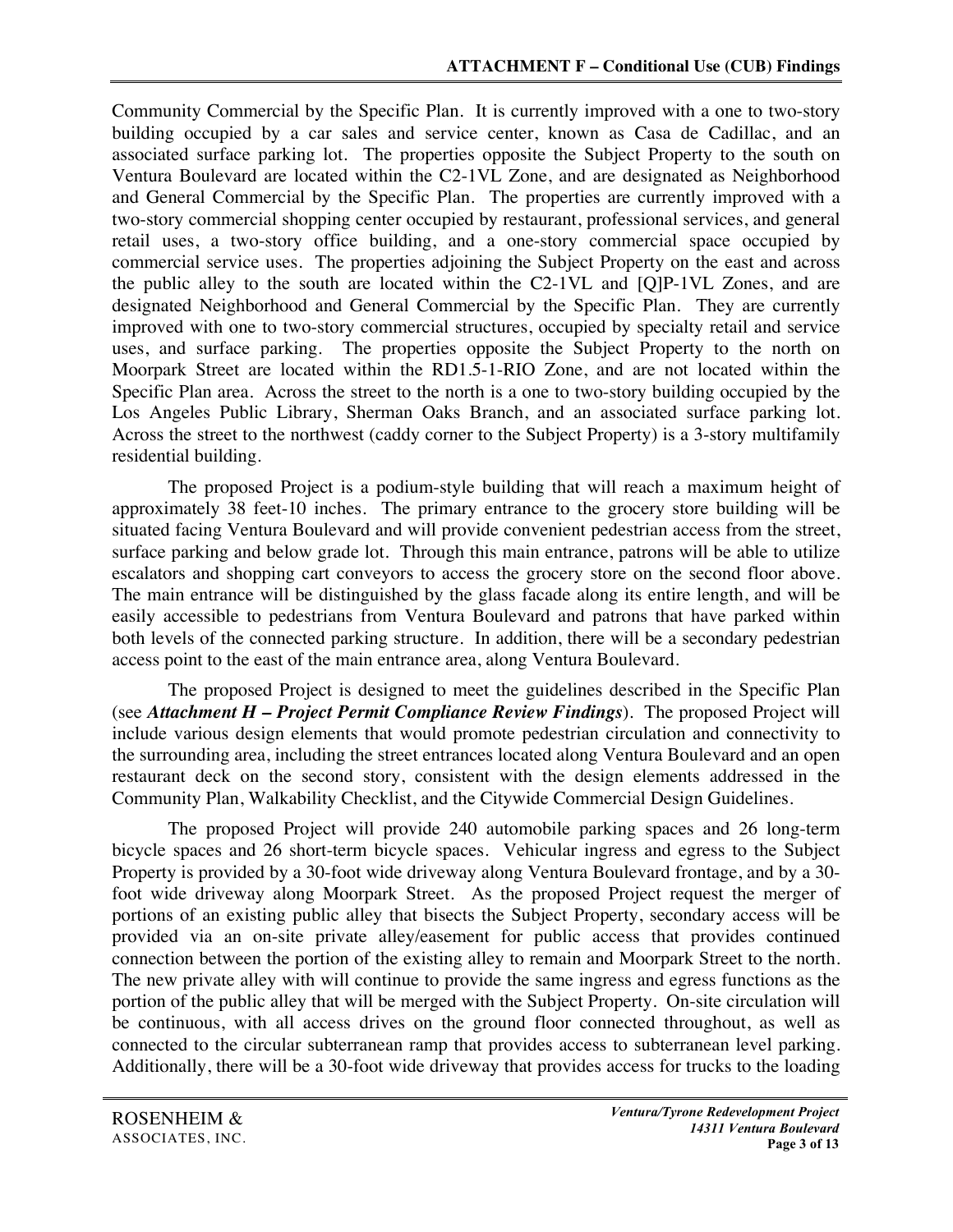Community Commercial by the Specific Plan. It is currently improved with a one to two-story building occupied by a car sales and service center, known as Casa de Cadillac, and an associated surface parking lot. The properties opposite the Subject Property to the south on Ventura Boulevard are located within the C2-1VL Zone, and are designated as Neighborhood and General Commercial by the Specific Plan. The properties are currently improved with a two-story commercial shopping center occupied by restaurant, professional services, and general retail uses, a two-story office building, and a one-story commercial space occupied by commercial service uses. The properties adjoining the Subject Property on the east and across the public alley to the south are located within the C2-1VL and [Q]P-1VL Zones, and are designated Neighborhood and General Commercial by the Specific Plan. They are currently improved with one to two-story commercial structures, occupied by specialty retail and service uses, and surface parking. The properties opposite the Subject Property to the north on Moorpark Street are located within the RD1.5-1-RIO Zone, and are not located within the Specific Plan area. Across the street to the north is a one to two-story building occupied by the Los Angeles Public Library, Sherman Oaks Branch, and an associated surface parking lot. Across the street to the northwest (caddy corner to the Subject Property) is a 3-story multifamily residential building.

The proposed Project is a podium-style building that will reach a maximum height of approximately 38 feet-10 inches. The primary entrance to the grocery store building will be situated facing Ventura Boulevard and will provide convenient pedestrian access from the street, surface parking and below grade lot. Through this main entrance, patrons will be able to utilize escalators and shopping cart conveyors to access the grocery store on the second floor above. The main entrance will be distinguished by the glass facade along its entire length, and will be easily accessible to pedestrians from Ventura Boulevard and patrons that have parked within both levels of the connected parking structure. In addition, there will be a secondary pedestrian access point to the east of the main entrance area, along Ventura Boulevard.

The proposed Project is designed to meet the guidelines described in the Specific Plan (see ***Attachment H – Project Permit Compliance Review Findings***). The proposed Project will include various design elements that would promote pedestrian circulation and connectivity to the surrounding area, including the street entrances located along Ventura Boulevard and an open restaurant deck on the second story, consistent with the design elements addressed in the Community Plan, Walkability Checklist, and the Citywide Commercial Design Guidelines.

The proposed Project will provide 240 automobile parking spaces and 26 long-term bicycle spaces and 26 short-term bicycle spaces. Vehicular ingress and egress to the Subject Property is provided by a 30-foot wide driveway along Ventura Boulevard frontage, and by a 30-foot wide driveway along Moorpark Street. As the proposed Project request the merger of portions of an existing public alley that bisects the Subject Property, secondary access will be provided via an on-site private alley/easement for public access that provides continued connection between the portion of the existing alley to remain and Moorpark Street to the north. The new private alley with will continue to provide the same ingress and egress functions as the portion of the public alley that will be merged with the Subject Property. On-site circulation will be continuous, with all access drives on the ground floor connected throughout, as well as connected to the circular subterranean ramp that provides access to subterranean level parking. Additionally, there will be a 30-foot wide driveway that provides access for trucks to the loading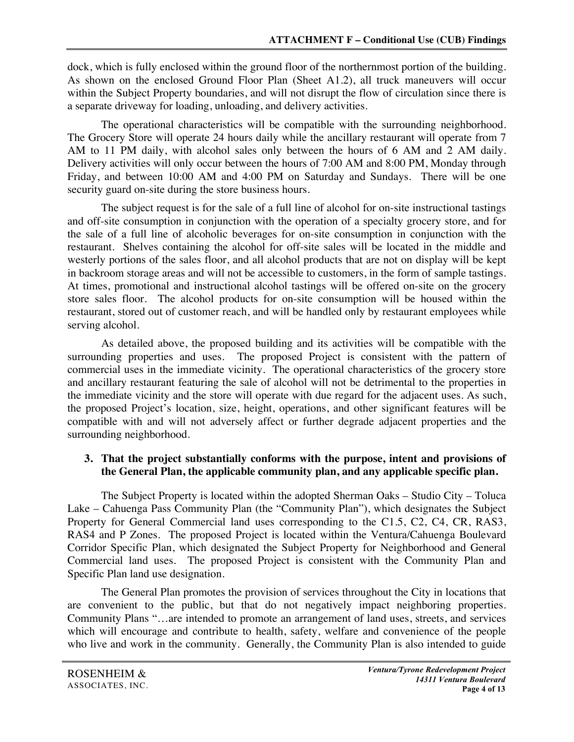dock, which is fully enclosed within the ground floor of the northernmost portion of the building. As shown on the enclosed Ground Floor Plan (Sheet A1.2), all truck maneuvers will occur within the Subject Property boundaries, and will not disrupt the flow of circulation since there is a separate driveway for loading, unloading, and delivery activities.

The operational characteristics will be compatible with the surrounding neighborhood. The Grocery Store will operate 24 hours daily while the ancillary restaurant will operate from 7 AM to 11 PM daily, with alcohol sales only between the hours of 6 AM and 2 AM daily. Delivery activities will only occur between the hours of 7:00 AM and 8:00 PM, Monday through Friday, and between 10:00 AM and 4:00 PM on Saturday and Sundays. There will be one security guard on-site during the store business hours.

The subject request is for the sale of a full line of alcohol for on-site instructional tastings and off-site consumption in conjunction with the operation of a specialty grocery store, and for the sale of a full line of alcoholic beverages for on-site consumption in conjunction with the restaurant. Shelves containing the alcohol for off-site sales will be located in the middle and westerly portions of the sales floor, and all alcohol products that are not on display will be kept in backroom storage areas and will not be accessible to customers, in the form of sample tastings. At times, promotional and instructional alcohol tastings will be offered on-site on the grocery store sales floor. The alcohol products for on-site consumption will be housed within the restaurant, stored out of customer reach, and will be handled only by restaurant employees while serving alcohol.

As detailed above, the proposed building and its activities will be compatible with the surrounding properties and uses. The proposed Project is consistent with the pattern of commercial uses in the immediate vicinity. The operational characteristics of the grocery store and ancillary restaurant featuring the sale of alcohol will not be detrimental to the properties in the immediate vicinity and the store will operate with due regard for the adjacent uses. As such, the proposed Project's location, size, height, operations, and other significant features will be compatible with and will not adversely affect or further degrade adjacent properties and the surrounding neighborhood.

3. **That the project substantially conforms with the purpose, intent and provisions of the General Plan, the applicable community plan, and any applicable specific plan.**

The Subject Property is located within the adopted Sherman Oaks – Studio City – Toluca Lake – Cahuenga Pass Community Plan (the "Community Plan"), which designates the Subject Property for General Commercial land uses corresponding to the C1.5, C2, C4, CR, RAS3, RAS4 and P Zones. The proposed Project is located within the Ventura/Cahuenga Boulevard Corridor Specific Plan, which designated the Subject Property for Neighborhood and General Commercial land uses. The proposed Project is consistent with the Community Plan and Specific Plan land use designation.

The General Plan promotes the provision of services throughout the City in locations that are convenient to the public, but that do not negatively impact neighboring properties. Community Plans "…are intended to promote an arrangement of land uses, streets, and services which will encourage and contribute to health, safety, welfare and convenience of the people who live and work in the community. Generally, the Community Plan is also intended to guide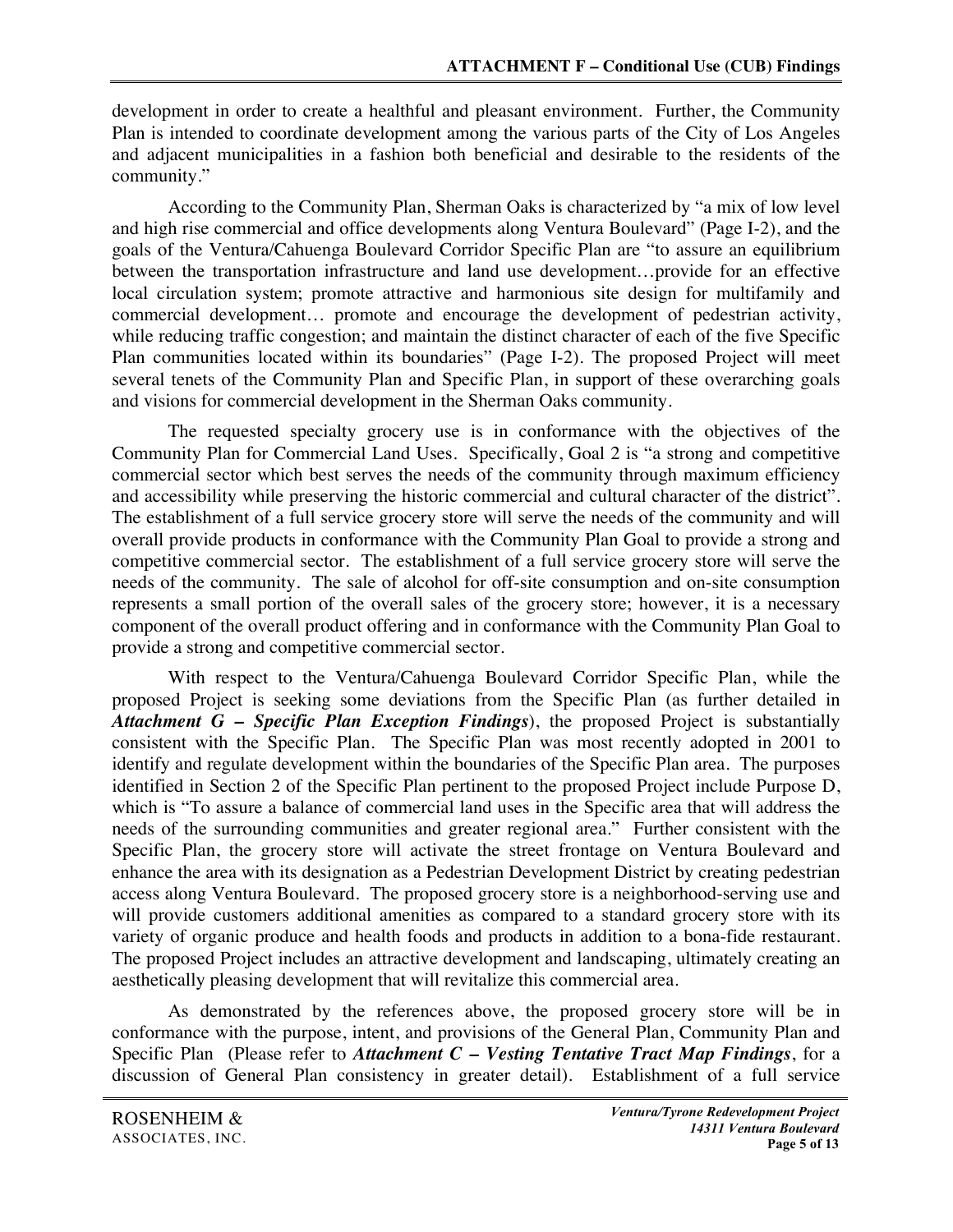development in order to create a healthful and pleasant environment. Further, the Community Plan is intended to coordinate development among the various parts of the City of Los Angeles and adjacent municipalities in a fashion both beneficial and desirable to the residents of the community."

According to the Community Plan, Sherman Oaks is characterized by "a mix of low level and high rise commercial and office developments along Ventura Boulevard" (Page I-2), and the goals of the Ventura/Cahuenga Boulevard Corridor Specific Plan are "to assure an equilibrium between the transportation infrastructure and land use development…provide for an effective local circulation system; promote attractive and harmonious site design for multifamily and commercial development… promote and encourage the development of pedestrian activity, while reducing traffic congestion; and maintain the distinct character of each of the five Specific Plan communities located within its boundaries" (Page I-2). The proposed Project will meet several tenets of the Community Plan and Specific Plan, in support of these overarching goals and visions for commercial development in the Sherman Oaks community.

The requested specialty grocery use is in conformance with the objectives of the Community Plan for Commercial Land Uses. Specifically, Goal 2 is "a strong and competitive commercial sector which best serves the needs of the community through maximum efficiency and accessibility while preserving the historic commercial and cultural character of the district". The establishment of a full service grocery store will serve the needs of the community and will overall provide products in conformance with the Community Plan Goal to provide a strong and competitive commercial sector. The establishment of a full service grocery store will serve the needs of the community. The sale of alcohol for off-site consumption and on-site consumption represents a small portion of the overall sales of the grocery store; however, it is a necessary component of the overall product offering and in conformance with the Community Plan Goal to provide a strong and competitive commercial sector.

With respect to the Ventura/Cahuenga Boulevard Corridor Specific Plan, while the proposed Project is seeking some deviations from the Specific Plan (as further detailed in ***Attachment G – Specific Plan Exception Findings***), the proposed Project is substantially consistent with the Specific Plan. The Specific Plan was most recently adopted in 2001 to identify and regulate development within the boundaries of the Specific Plan area. The purposes identified in Section 2 of the Specific Plan pertinent to the proposed Project include Purpose D, which is "To assure a balance of commercial land uses in the Specific area that will address the needs of the surrounding communities and greater regional area." Further consistent with the Specific Plan, the grocery store will activate the street frontage on Ventura Boulevard and enhance the area with its designation as a Pedestrian Development District by creating pedestrian access along Ventura Boulevard. The proposed grocery store is a neighborhood-serving use and will provide customers additional amenities as compared to a standard grocery store with its variety of organic produce and health foods and products in addition to a bona-fide restaurant. The proposed Project includes an attractive development and landscaping, ultimately creating an aesthetically pleasing development that will revitalize this commercial area.

As demonstrated by the references above, the proposed grocery store will be in conformance with the purpose, intent, and provisions of the General Plan, Community Plan and Specific Plan (Please refer to ***Attachment C – Vesting Tentative Tract Map Findings***, for a discussion of General Plan consistency in greater detail). Establishment of a full service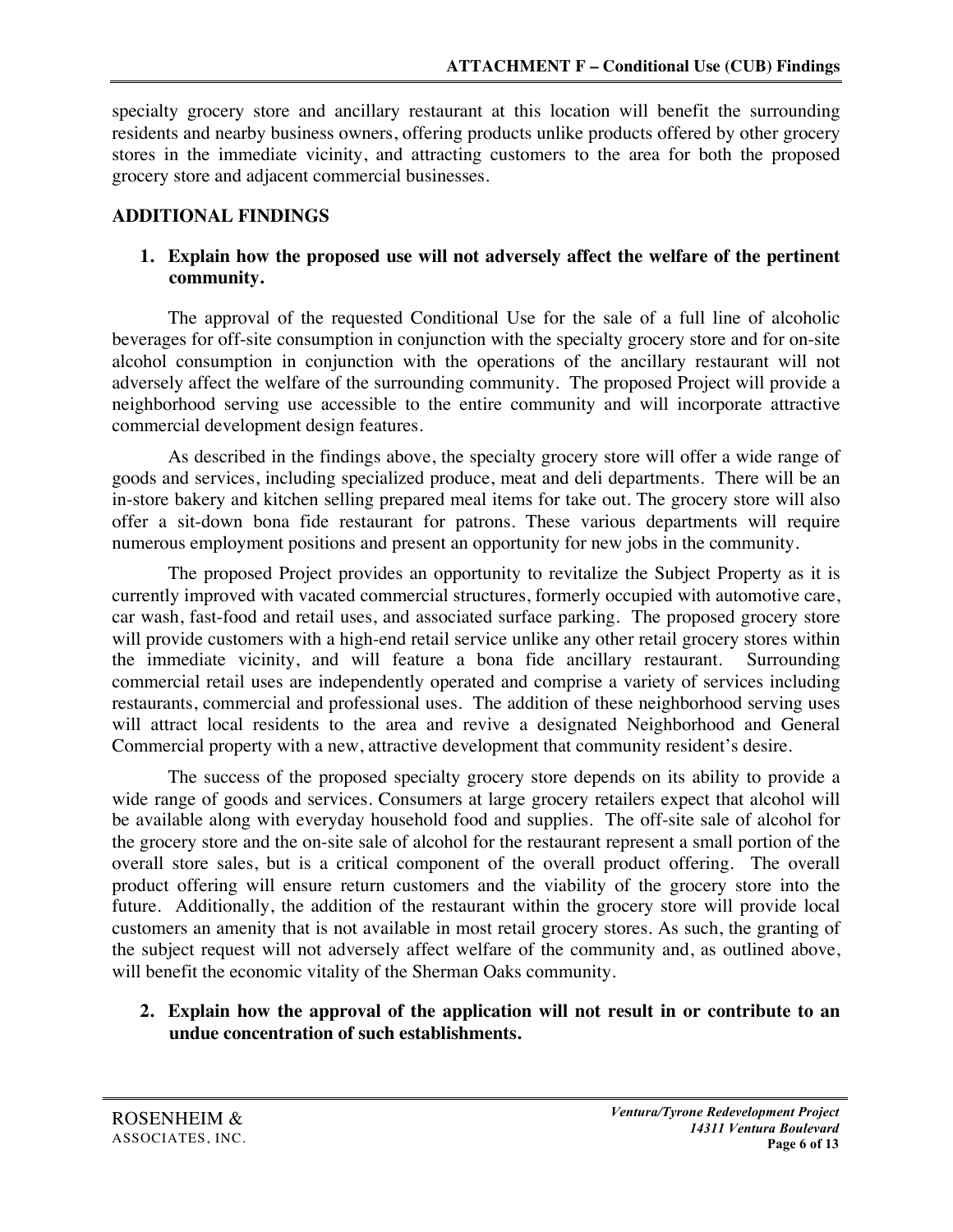specialty grocery store and ancillary restaurant at this location will benefit the surrounding residents and nearby business owners, offering products unlike products offered by other grocery stores in the immediate vicinity, and attracting customers to the area for both the proposed grocery store and adjacent commercial businesses.

## ADDITIONAL FINDINGS

**1. Explain how the proposed use will not adversely affect the welfare of the pertinent community.**

The approval of the requested Conditional Use for the sale of a full line of alcoholic beverages for off-site consumption in conjunction with the specialty grocery store and for on-site alcohol consumption in conjunction with the operations of the ancillary restaurant will not adversely affect the welfare of the surrounding community. The proposed Project will provide a neighborhood serving use accessible to the entire community and will incorporate attractive commercial development design features.

As described in the findings above, the specialty grocery store will offer a wide range of goods and services, including specialized produce, meat and deli departments. There will be an in-store bakery and kitchen selling prepared meal items for take out. The grocery store will also offer a sit-down bona fide restaurant for patrons. These various departments will require numerous employment positions and present an opportunity for new jobs in the community.

The proposed Project provides an opportunity to revitalize the Subject Property as it is currently improved with vacated commercial structures, formerly occupied with automotive care, car wash, fast-food and retail uses, and associated surface parking. The proposed grocery store will provide customers with a high-end retail service unlike any other retail grocery stores within the immediate vicinity, and will feature a bona fide ancillary restaurant. Surrounding commercial retail uses are independently operated and comprise a variety of services including restaurants, commercial and professional uses. The addition of these neighborhood serving uses will attract local residents to the area and revive a designated Neighborhood and General Commercial property with a new, attractive development that community resident's desire.

The success of the proposed specialty grocery store depends on its ability to provide a wide range of goods and services. Consumers at large grocery retailers expect that alcohol will be available along with everyday household food and supplies. The off-site sale of alcohol for the grocery store and the on-site sale of alcohol for the restaurant represent a small portion of the overall store sales, but is a critical component of the overall product offering. The overall product offering will ensure return customers and the viability of the grocery store into the future. Additionally, the addition of the restaurant within the grocery store will provide local customers an amenity that is not available in most retail grocery stores. As such, the granting of the subject request will not adversely affect welfare of the community and, as outlined above, will benefit the economic vitality of the Sherman Oaks community.

**2. Explain how the approval of the application will not result in or contribute to an undue concentration of such establishments.**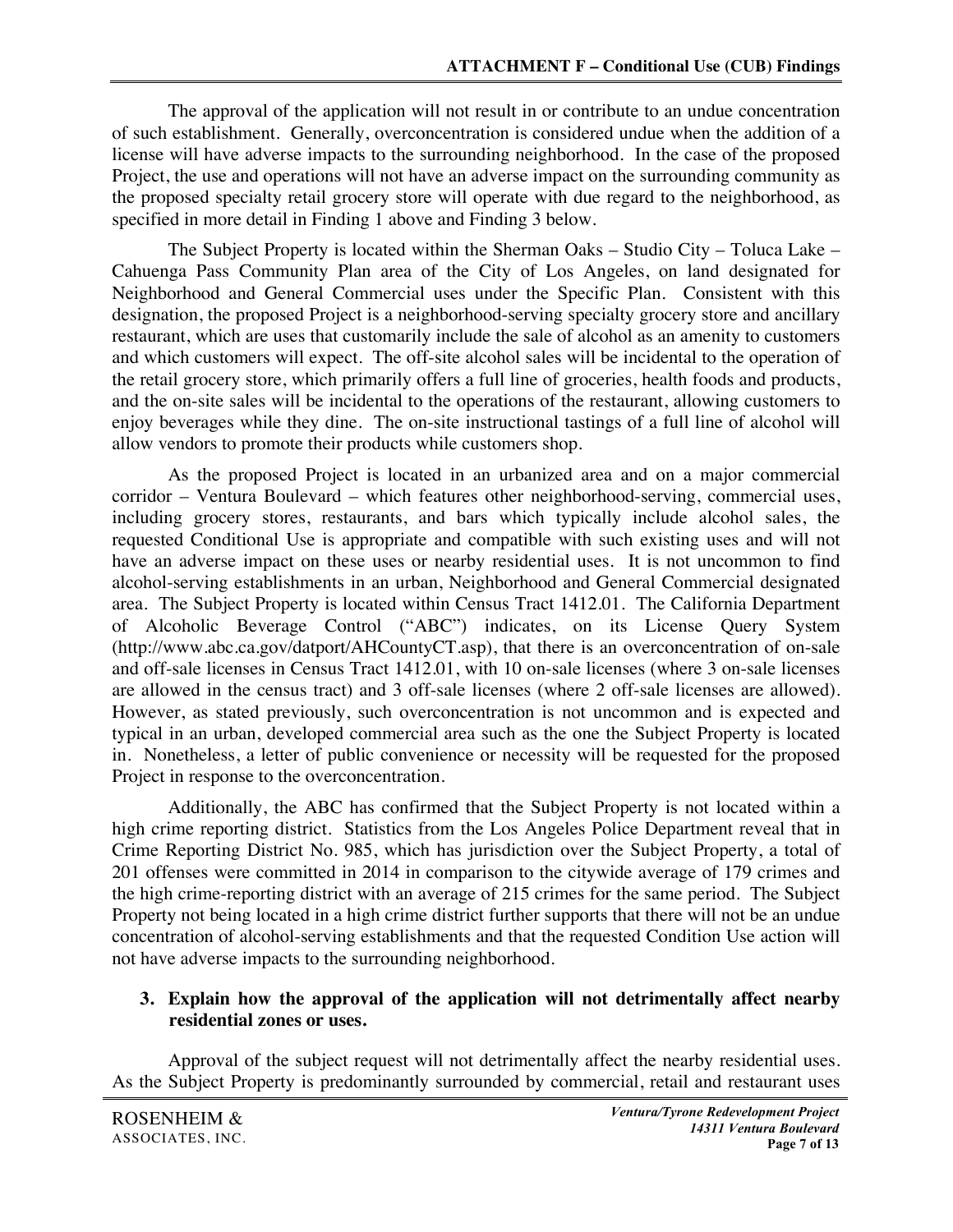The approval of the application will not result in or contribute to an undue concentration of such establishment. Generally, overconcentration is considered undue when the addition of a license will have adverse impacts to the surrounding neighborhood. In the case of the proposed Project, the use and operations will not have an adverse impact on the surrounding community as the proposed specialty retail grocery store will operate with due regard to the neighborhood, as specified in more detail in Finding 1 above and Finding 3 below.

The Subject Property is located within the Sherman Oaks – Studio City – Toluca Lake – Cahuenga Pass Community Plan area of the City of Los Angeles, on land designated for Neighborhood and General Commercial uses under the Specific Plan. Consistent with this designation, the proposed Project is a neighborhood-serving specialty grocery store and ancillary restaurant, which are uses that customarily include the sale of alcohol as an amenity to customers and which customers will expect. The off-site alcohol sales will be incidental to the operation of the retail grocery store, which primarily offers a full line of groceries, health foods and products, and the on-site sales will be incidental to the operations of the restaurant, allowing customers to enjoy beverages while they dine. The on-site instructional tastings of a full line of alcohol will allow vendors to promote their products while customers shop.

As the proposed Project is located in an urbanized area and on a major commercial corridor – Ventura Boulevard – which features other neighborhood-serving, commercial uses, including grocery stores, restaurants, and bars which typically include alcohol sales, the requested Conditional Use is appropriate and compatible with such existing uses and will not have an adverse impact on these uses or nearby residential uses. It is not uncommon to find alcohol-serving establishments in an urban, Neighborhood and General Commercial designated area. The Subject Property is located within Census Tract 1412.01. The California Department of Alcoholic Beverage Control ("ABC") indicates, on its License Query System (http://www.abc.ca.gov/datport/AHCountyCT.asp), that there is an overconcentration of on-sale and off-sale licenses in Census Tract 1412.01, with 10 on-sale licenses (where 3 on-sale licenses are allowed in the census tract) and 3 off-sale licenses (where 2 off-sale licenses are allowed). However, as stated previously, such overconcentration is not uncommon and is expected and typical in an urban, developed commercial area such as the one the Subject Property is located in. Nonetheless, a letter of public convenience or necessity will be requested for the proposed Project in response to the overconcentration.

Additionally, the ABC has confirmed that the Subject Property is not located within a high crime reporting district. Statistics from the Los Angeles Police Department reveal that in Crime Reporting District No. 985, which has jurisdiction over the Subject Property, a total of 201 offenses were committed in 2014 in comparison to the citywide average of 179 crimes and the high crime-reporting district with an average of 215 crimes for the same period. The Subject Property not being located in a high crime district further supports that there will not be an undue concentration of alcohol-serving establishments and that the requested Condition Use action will not have adverse impacts to the surrounding neighborhood.

3. **Explain how the approval of the application will not detrimentally affect nearby residential zones or uses.**

Approval of the subject request will not detrimentally affect the nearby residential uses. As the Subject Property is predominantly surrounded by commercial, retail and restaurant uses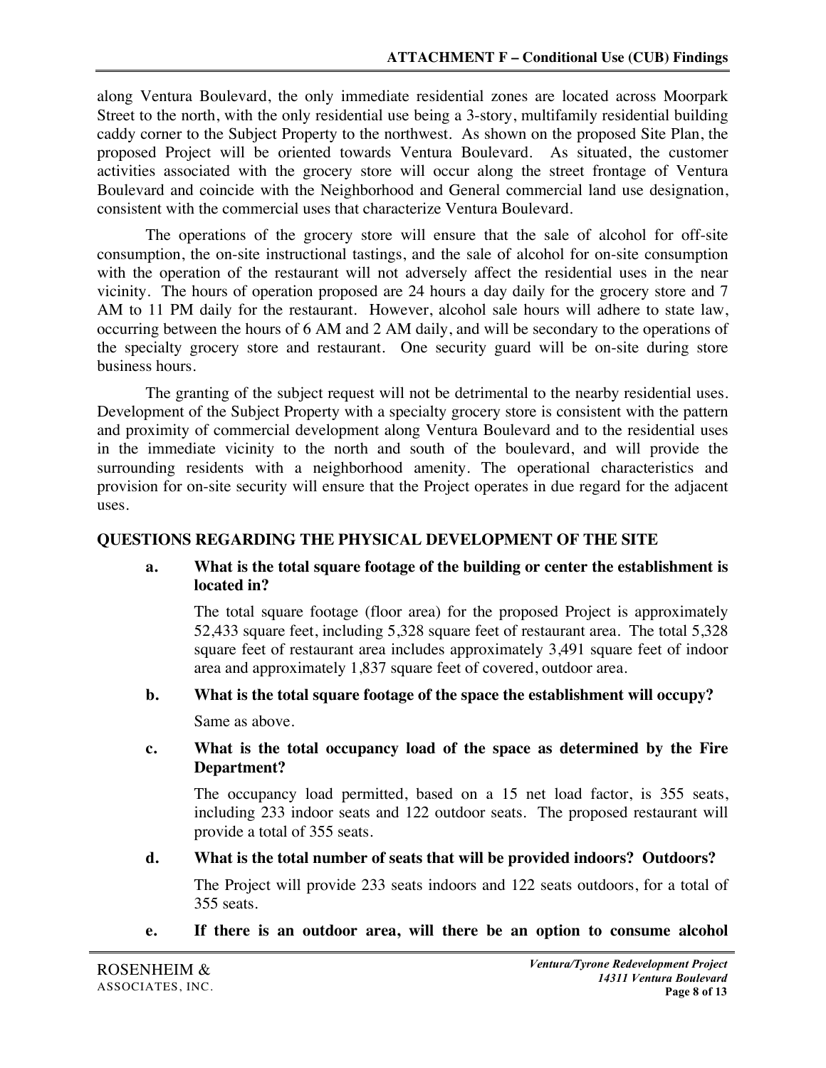along Ventura Boulevard, the only immediate residential zones are located across Moorpark Street to the north, with the only residential use being a 3-story, multifamily residential building caddy corner to the Subject Property to the northwest. As shown on the proposed Site Plan, the proposed Project will be oriented towards Ventura Boulevard. As situated, the customer activities associated with the grocery store will occur along the street frontage of Ventura Boulevard and coincide with the Neighborhood and General commercial land use designation, consistent with the commercial uses that characterize Ventura Boulevard.

The operations of the grocery store will ensure that the sale of alcohol for off-site consumption, the on-site instructional tastings, and the sale of alcohol for on-site consumption with the operation of the restaurant will not adversely affect the residential uses in the near vicinity. The hours of operation proposed are 24 hours a day daily for the grocery store and 7 AM to 11 PM daily for the restaurant. However, alcohol sale hours will adhere to state law, occurring between the hours of 6 AM and 2 AM daily, and will be secondary to the operations of the specialty grocery store and restaurant. One security guard will be on-site during store business hours.

The granting of the subject request will not be detrimental to the nearby residential uses. Development of the Subject Property with a specialty grocery store is consistent with the pattern and proximity of commercial development along Ventura Boulevard and to the residential uses in the immediate vicinity to the north and south of the boulevard, and will provide the surrounding residents with a neighborhood amenity. The operational characteristics and provision for on-site security will ensure that the Project operates in due regard for the adjacent uses.

## QUESTIONS REGARDING THE PHYSICAL DEVELOPMENT OF THE SITE

**a. What is the total square footage of the building or center the establishment is located in?**

The total square footage (floor area) for the proposed Project is approximately 52,433 square feet, including 5,328 square feet of restaurant area. The total 5,328 square feet of restaurant area includes approximately 3,491 square feet of indoor area and approximately 1,837 square feet of covered, outdoor area.

**b. What is the total square footage of the space the establishment will occupy?**

Same as above.

**c. What is the total occupancy load of the space as determined by the Fire Department?**

The occupancy load permitted, based on a 15 net load factor, is 355 seats, including 233 indoor seats and 122 outdoor seats. The proposed restaurant will provide a total of 355 seats.

**d. What is the total number of seats that will be provided indoors? Outdoors?**

The Project will provide 233 seats indoors and 122 seats outdoors, for a total of 355 seats.

**e. If there is an outdoor area, will there be an option to consume alcohol**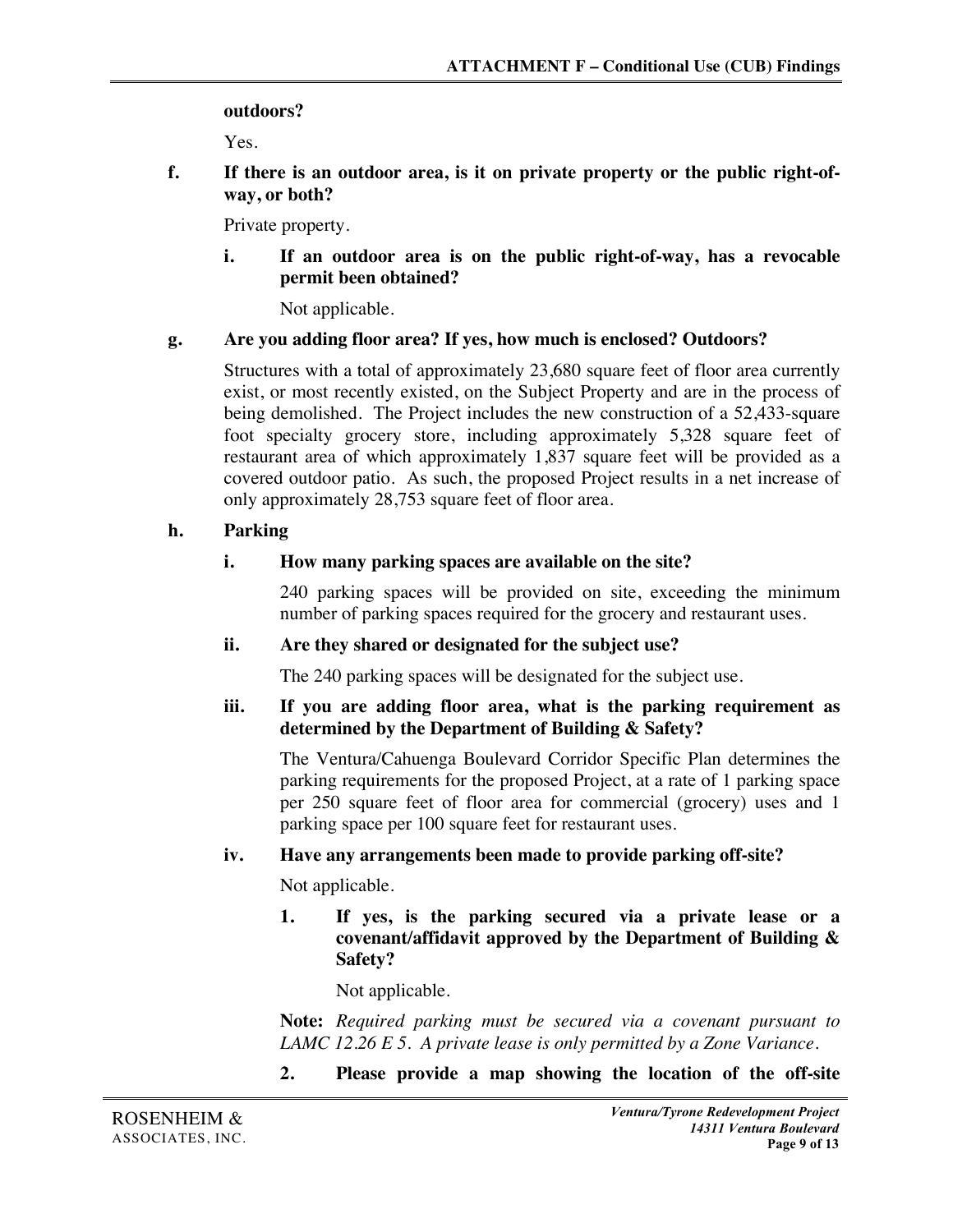**outdoors?**

Yes.

**f. If there is an outdoor area, is it on private property or the public right-of-way, or both?**

Private property.

**i. If an outdoor area is on the public right-of-way, has a revocable permit been obtained?**

Not applicable.

**g. Are you adding floor area? If yes, how much is enclosed? Outdoors?**

Structures with a total of approximately 23,680 square feet of floor area currently exist, or most recently existed, on the Subject Property and are in the process of being demolished. The Project includes the new construction of a 52,433-square foot specialty grocery store, including approximately 5,328 square feet of restaurant area of which approximately 1,837 square feet will be provided as a covered outdoor patio. As such, the proposed Project results in a net increase of only approximately 28,753 square feet of floor area.

**h. Parking**

**i. How many parking spaces are available on the site?**

240 parking spaces will be provided on site, exceeding the minimum number of parking spaces required for the grocery and restaurant uses.

**ii. Are they shared or designated for the subject use?**

The 240 parking spaces will be designated for the subject use.

**iii. If you are adding floor area, what is the parking requirement as determined by the Department of Building & Safety?**

The Ventura/Cahuenga Boulevard Corridor Specific Plan determines the parking requirements for the proposed Project, at a rate of 1 parking space per 250 square feet of floor area for commercial (grocery) uses and 1 parking space per 100 square feet for restaurant uses.

**iv. Have any arrangements been made to provide parking off-site?**

Not applicable.

**1. If yes, is the parking secured via a private lease or a covenant/affidavit approved by the Department of Building & Safety?**

Not applicable.

**Note:** *Required parking must be secured via a covenant pursuant to LAMC 12.26 E 5. A private lease is only permitted by a Zone Variance.*

**2. Please provide a map showing the location of the off-site**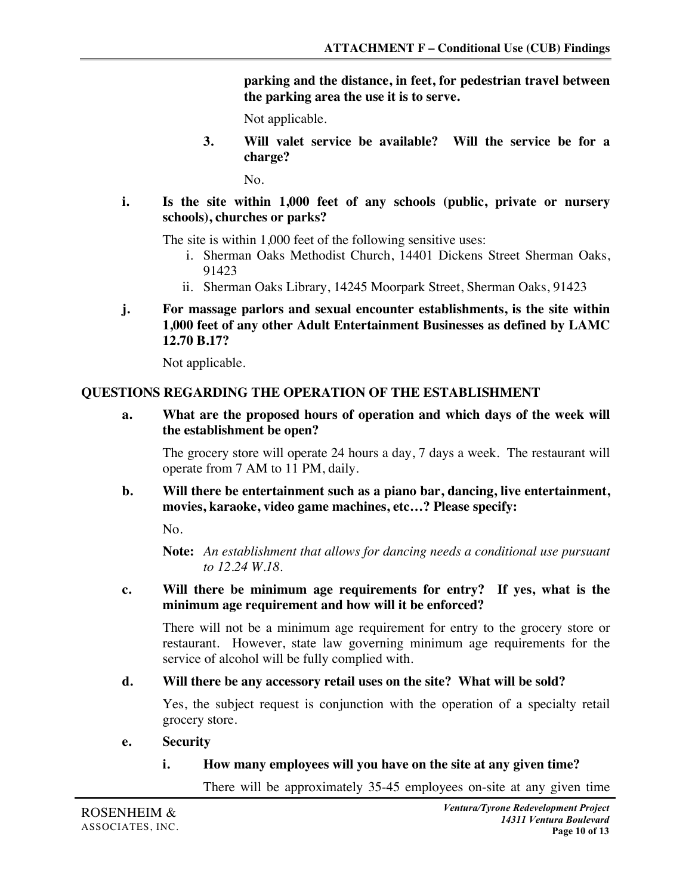**parking and the distance, in feet, for pedestrian travel between the parking area the use it is to serve.**

Not applicable.

**3. Will valet service be available? Will the service be for a charge?**

No.

**i. Is the site within 1,000 feet of any schools (public, private or nursery schools), churches or parks?**

The site is within 1,000 feet of the following sensitive uses:

i. Sherman Oaks Methodist Church, 14401 Dickens Street Sherman Oaks, 91423
ii. Sherman Oaks Library, 14245 Moorpark Street, Sherman Oaks, 91423

**j. For massage parlors and sexual encounter establishments, is the site within 1,000 feet of any other Adult Entertainment Businesses as defined by LAMC 12.70 B.17?**

Not applicable.

## QUESTIONS REGARDING THE OPERATION OF THE ESTABLISHMENT

**a. What are the proposed hours of operation and which days of the week will the establishment be open?**

The grocery store will operate 24 hours a day, 7 days a week. The restaurant will operate from 7 AM to 11 PM, daily.

**b. Will there be entertainment such as a piano bar, dancing, live entertainment, movies, karaoke, video game machines, etc…? Please specify:**

No.

**Note:** *An establishment that allows for dancing needs a conditional use pursuant to 12.24 W.18.*

**c. Will there be minimum age requirements for entry? If yes, what is the minimum age requirement and how will it be enforced?**

There will not be a minimum age requirement for entry to the grocery store or restaurant. However, state law governing minimum age requirements for the service of alcohol will be fully complied with.

**d. Will there be any accessory retail uses on the site? What will be sold?**

Yes, the subject request is conjunction with the operation of a specialty retail grocery store.

**e. Security**

**i. How many employees will you have on the site at any given time?**

There will be approximately 35-45 employees on-site at any given time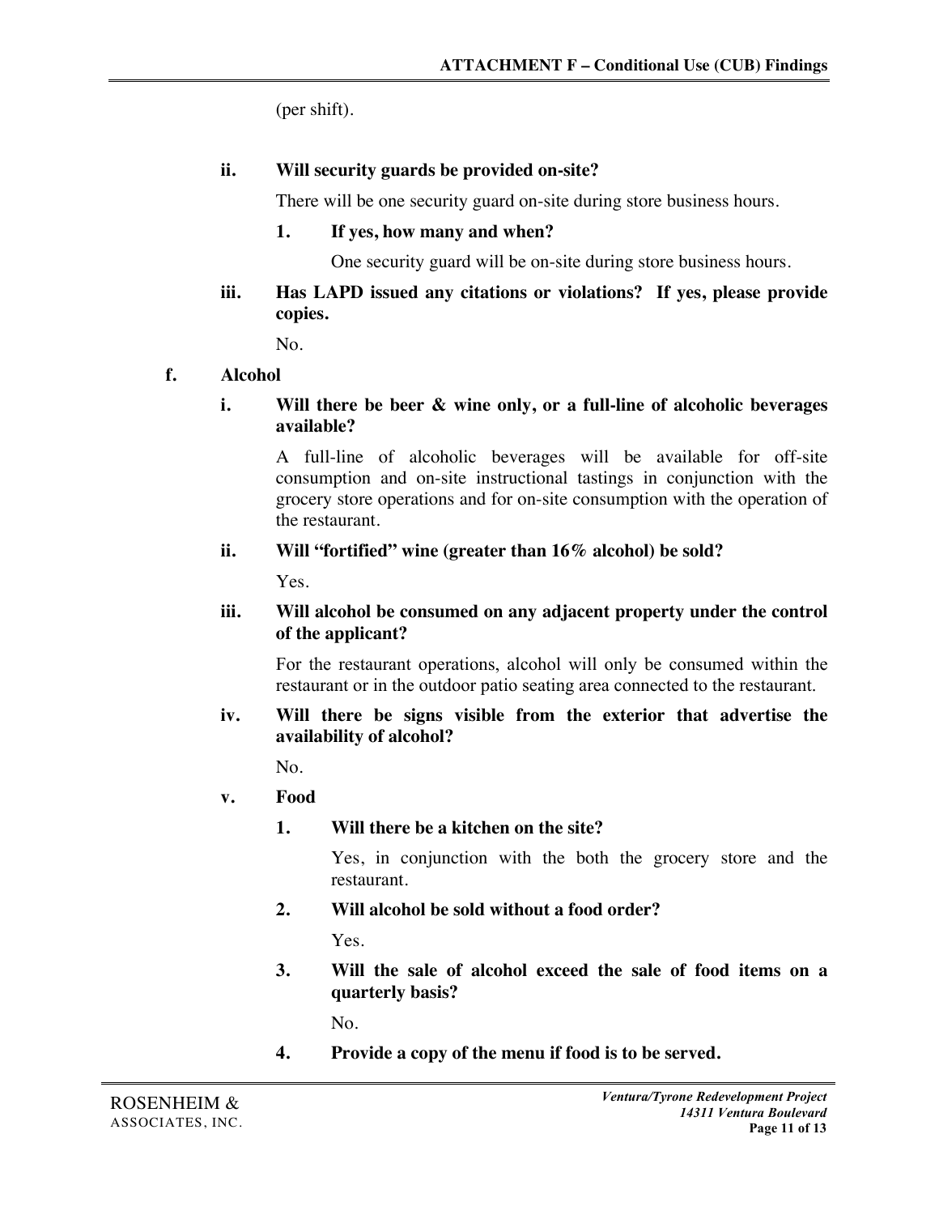(per shift).

**ii. Will security guards be provided on-site?**

There will be one security guard on-site during store business hours.

**1. If yes, how many and when?**

One security guard will be on-site during store business hours.

**iii. Has LAPD issued any citations or violations? If yes, please provide copies.**

No.

**f. Alcohol**

**i. Will there be beer & wine only, or a full-line of alcoholic beverages available?**

A full-line of alcoholic beverages will be available for off-site consumption and on-site instructional tastings in conjunction with the grocery store operations and for on-site consumption with the operation of the restaurant.

**ii. Will "fortified" wine (greater than 16% alcohol) be sold?**

Yes.

**iii. Will alcohol be consumed on any adjacent property under the control of the applicant?**

For the restaurant operations, alcohol will only be consumed within the restaurant or in the outdoor patio seating area connected to the restaurant.

**iv. Will there be signs visible from the exterior that advertise the availability of alcohol?**

No.

**v. Food**

**1. Will there be a kitchen on the site?**

Yes, in conjunction with the both the grocery store and the restaurant.

**2. Will alcohol be sold without a food order?**

Yes.

**3. Will the sale of alcohol exceed the sale of food items on a quarterly basis?**

No.

**4. Provide a copy of the menu if food is to be served.**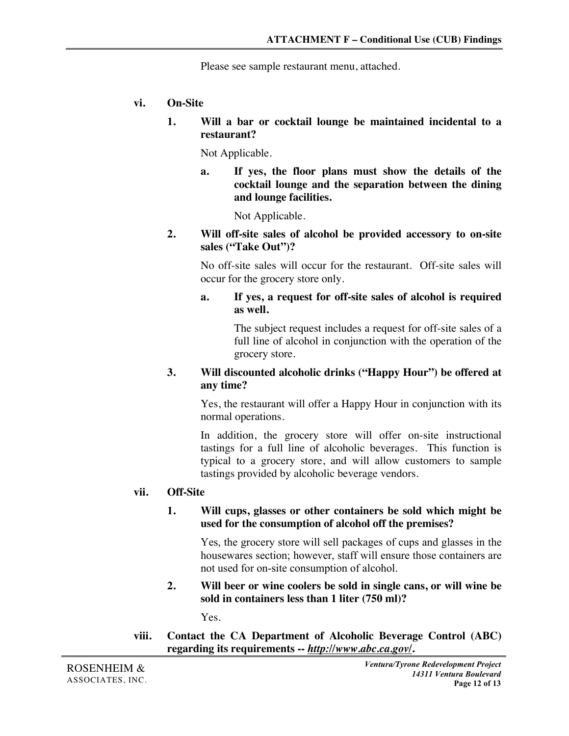Please see sample restaurant menu, attached.

**vi. On-Site**

**1. Will a bar or cocktail lounge be maintained incidental to a restaurant?**

Not Applicable.

**a. If yes, the floor plans must show the details of the cocktail lounge and the separation between the dining and lounge facilities.**

Not Applicable.

**2. Will off-site sales of alcohol be provided accessory to on-site sales ("Take Out")?**

No off-site sales will occur for the restaurant. Off-site sales will occur for the grocery store only.

**a. If yes, a request for off-site sales of alcohol is required as well.**

The subject request includes a request for off-site sales of a full line of alcohol in conjunction with the operation of the grocery store.

**3. Will discounted alcoholic drinks ("Happy Hour") be offered at any time?**

Yes, the restaurant will offer a Happy Hour in conjunction with its normal operations.

In addition, the grocery store will offer on-site instructional tastings for a full line of alcoholic beverages. This function is typical to a grocery store, and will allow customers to sample tastings provided by alcoholic beverage vendors.

**vii. Off-Site**

**1. Will cups, glasses or other containers be sold which might be used for the consumption of alcohol off the premises?**

Yes, the grocery store will sell packages of cups and glasses in the housewares section; however, staff will ensure those containers are not used for on-site consumption of alcohol.

**2. Will beer or wine coolers be sold in single cans, or will wine be sold in containers less than 1 liter (750 ml)?**

Yes.

**viii. Contact the CA Department of Alcoholic Beverage Control (ABC) regarding its requirements -- *http://www.abc.ca.gov/*.**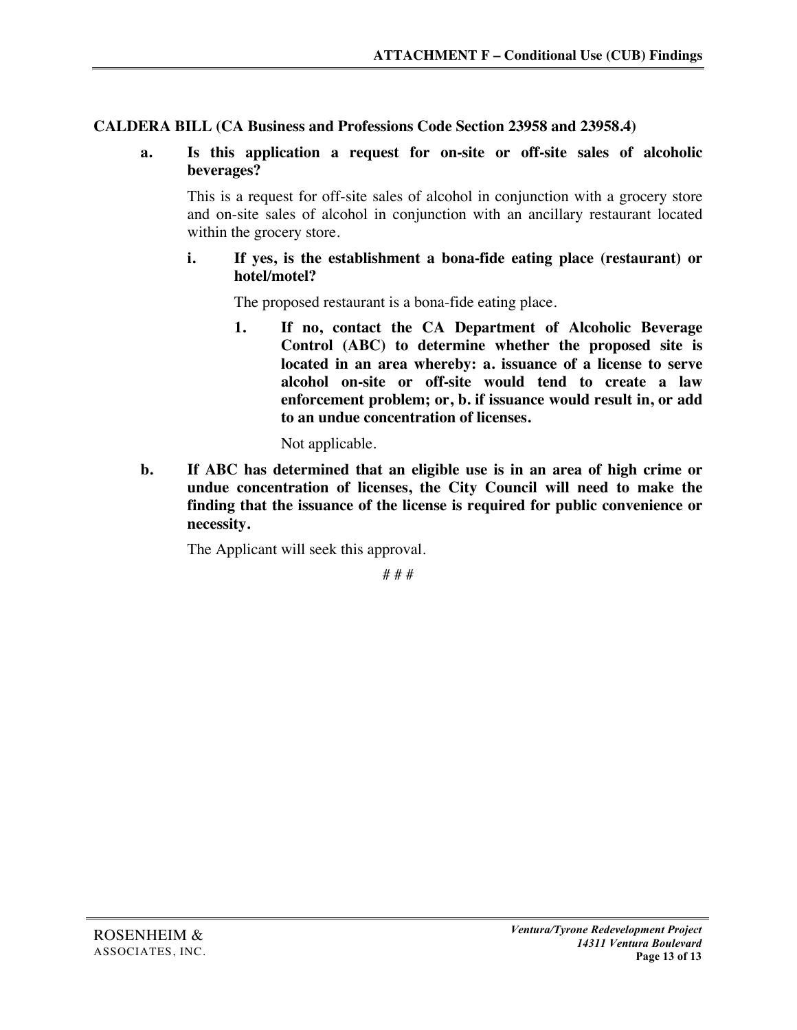**CALDERA BILL (CA Business and Professions Code Section 23958 and 23958.4)**

**a. Is this application a request for on-site or off-site sales of alcoholic beverages?**

This is a request for off-site sales of alcohol in conjunction with a grocery store and on-site sales of alcohol in conjunction with an ancillary restaurant located within the grocery store.

**i. If yes, is the establishment a bona-fide eating place (restaurant) or hotel/motel?**

The proposed restaurant is a bona-fide eating place.

**1. If no, contact the CA Department of Alcoholic Beverage Control (ABC) to determine whether the proposed site is located in an area whereby: a. issuance of a license to serve alcohol on-site or off-site would tend to create a law enforcement problem; or, b. if issuance would result in, or add to an undue concentration of licenses.**

Not applicable.

**b. If ABC has determined that an eligible use is in an area of high crime or undue concentration of licenses, the City Council will need to make the finding that the issuance of the license is required for public convenience or necessity.**

The Applicant will seek this approval.

# # #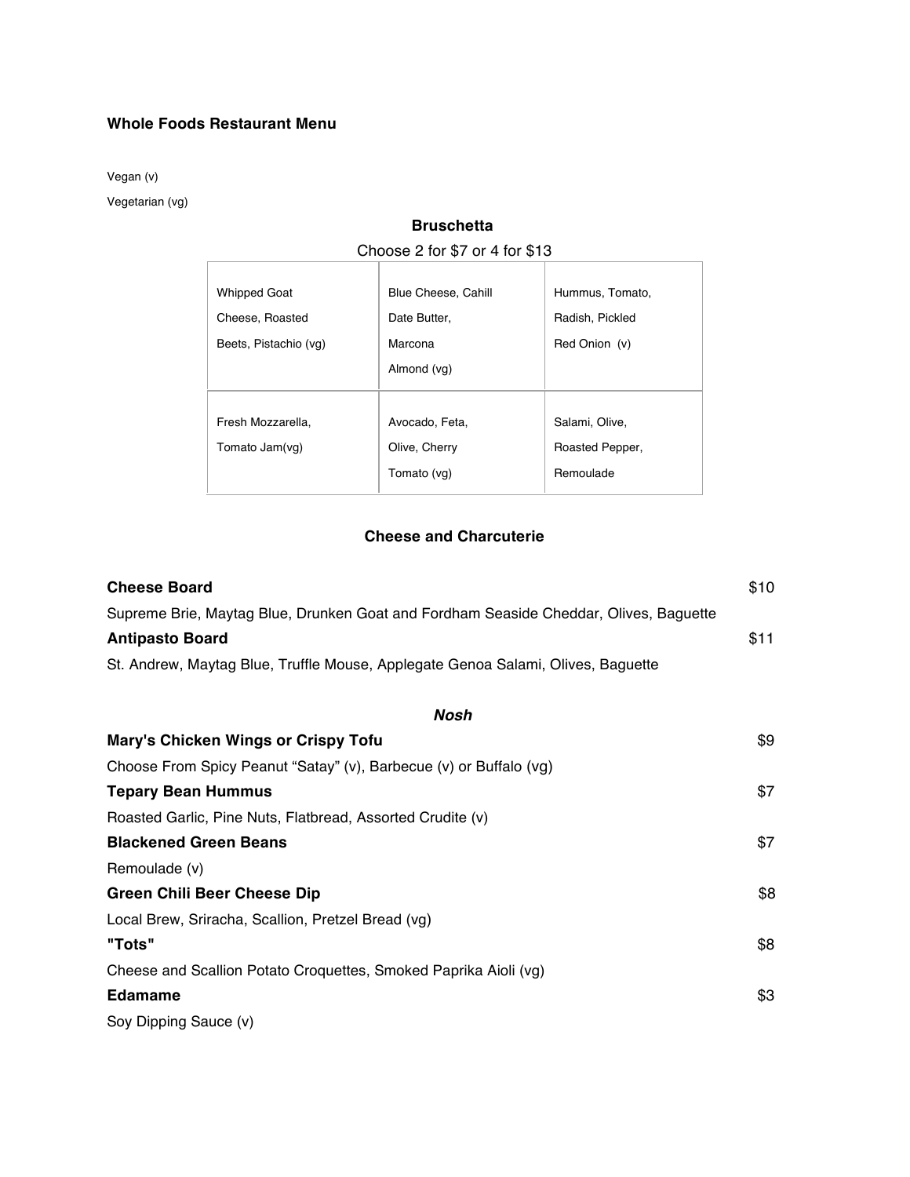### Whole Foods Restaurant Menu

Vegan (v)

Vegetarian (vg)

## Bruschetta

Choose 2 for $7 or 4 for $13

| | | |
|---|---|---|
| Whipped Goat Cheese, Roasted Beets, Pistachio (vg) | Blue Cheese, Cahill Date Butter, Marcona Almond (vg) | Hummus, Tomato, Radish, Pickled Red Onion (v) |
| Fresh Mozzarella, Tomato Jam(vg) | Avocado, Feta, Olive, Cherry Tomato (vg) | Salami, Olive, Roasted Pepper, Remoulade |

## Cheese and Charcuterie

**Cheese Board** $10

Supreme Brie, Maytag Blue, Drunken Goat and Fordham Seaside Cheddar, Olives, Baguette

**Antipasto Board** $11

St. Andrew, Maytag Blue, Truffle Mouse, Applegate Genoa Salami, Olives, Baguette

## *Nosh*

**Mary's Chicken Wings or Crispy Tofu** $9

Choose From Spicy Peanut “Satay” (v), Barbecue (v) or Buffalo (vg)

**Tepary Bean Hummus** $7

Roasted Garlic, Pine Nuts, Flatbread, Assorted Crudite (v)

**Blackened Green Beans** $7

Remoulade (v)

**Green Chili Beer Cheese Dip** $8

Local Brew, Sriracha, Scallion, Pretzel Bread (vg)

**"Tots"** $8

Cheese and Scallion Potato Croquettes, Smoked Paprika Aioli (vg)

**Edamame** $3

Soy Dipping Sauce (v)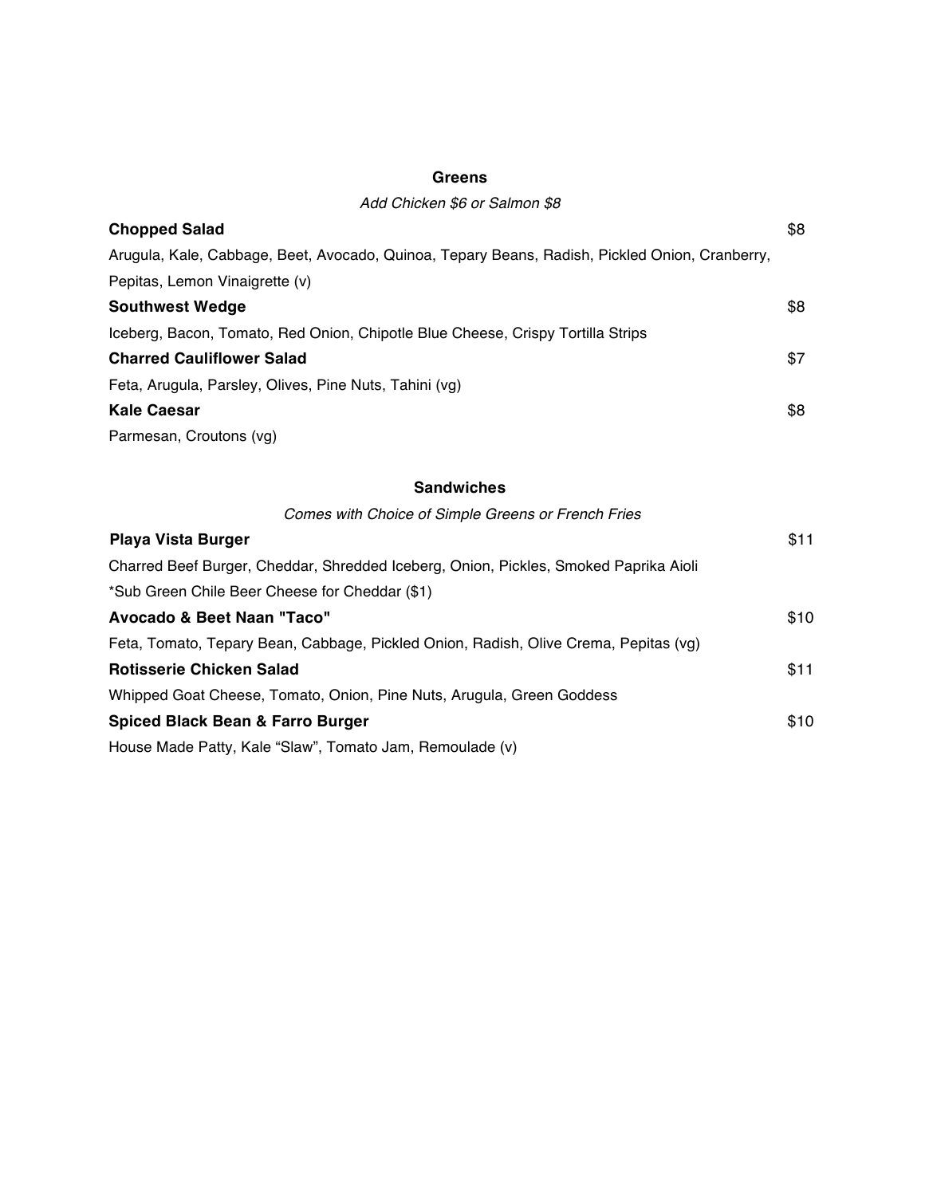## Greens

*Add Chicken $6 or Salmon $8*

**Chopped Salad** $8

Arugula, Kale, Cabbage, Beet, Avocado, Quinoa, Tepary Beans, Radish, Pickled Onion, Cranberry, Pepitas, Lemon Vinaigrette (v)

**Southwest Wedge** $8

Iceberg, Bacon, Tomato, Red Onion, Chipotle Blue Cheese, Crispy Tortilla Strips

**Charred Cauliflower Salad** $7

Feta, Arugula, Parsley, Olives, Pine Nuts, Tahini (vg)

**Kale Caesar** $8

Parmesan, Croutons (vg)

## Sandwiches

*Comes with Choice of Simple Greens or French Fries*

**Playa Vista Burger** $11

Charred Beef Burger, Cheddar, Shredded Iceberg, Onion, Pickles, Smoked Paprika Aioli

*Sub Green Chile Beer Cheese for Cheddar ($1)

**Avocado & Beet Naan "Taco"** $10

Feta, Tomato, Tepary Bean, Cabbage, Pickled Onion, Radish, Olive Crema, Pepitas (vg)

**Rotisserie Chicken Salad** $11

Whipped Goat Cheese, Tomato, Onion, Pine Nuts, Arugula, Green Goddess

**Spiced Black Bean & Farro Burger** $10

House Made Patty, Kale "Slaw", Tomato Jam, Remoulade (v)